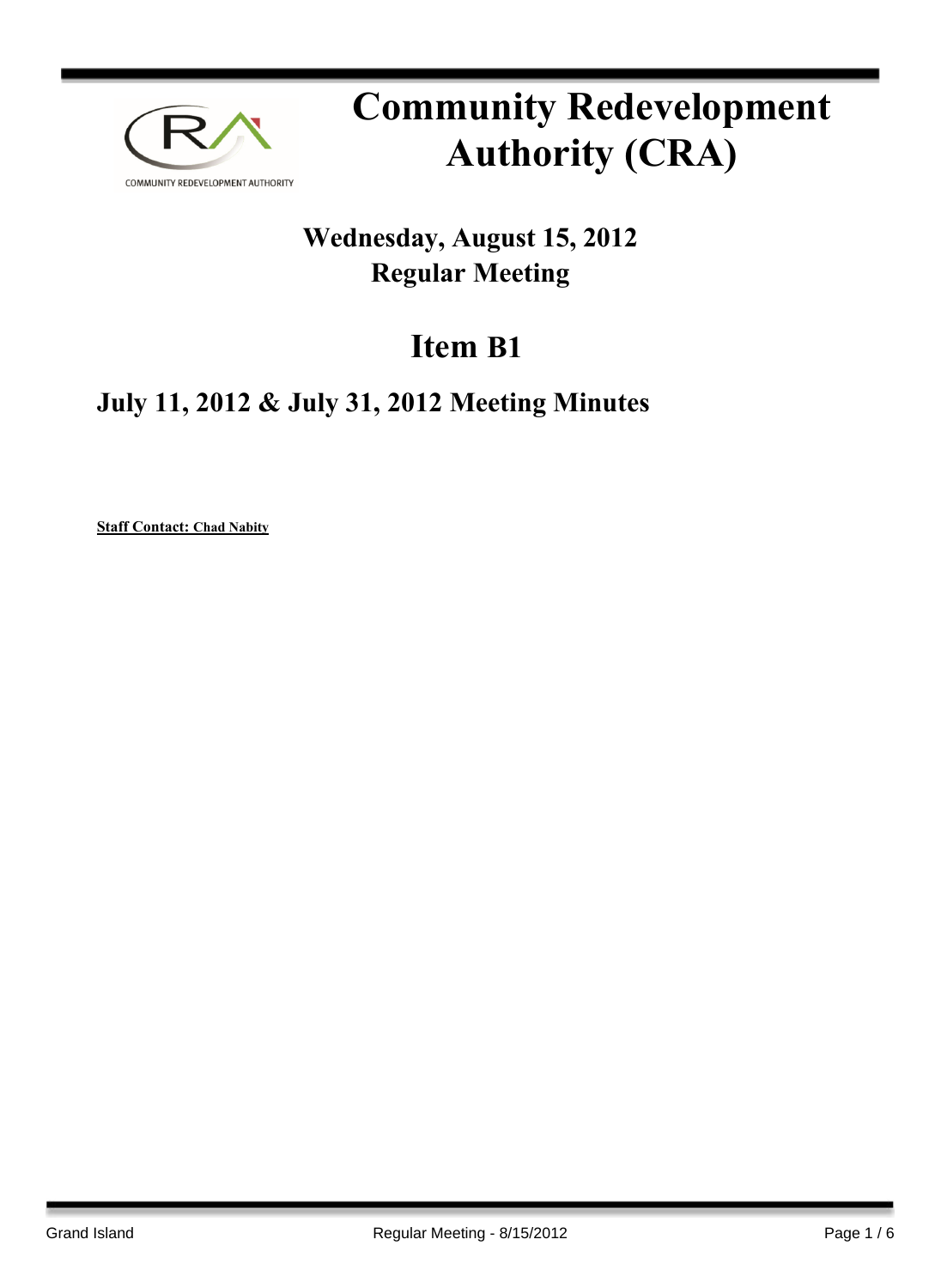# Community Redevelopment Authority (CRA)

## Wednesday, August 15, 2012
## Regular Meeting

# Item B1

## July 11, 2012 & July 31, 2012 Meeting Minutes

**Staff Contact: Chad Nabity**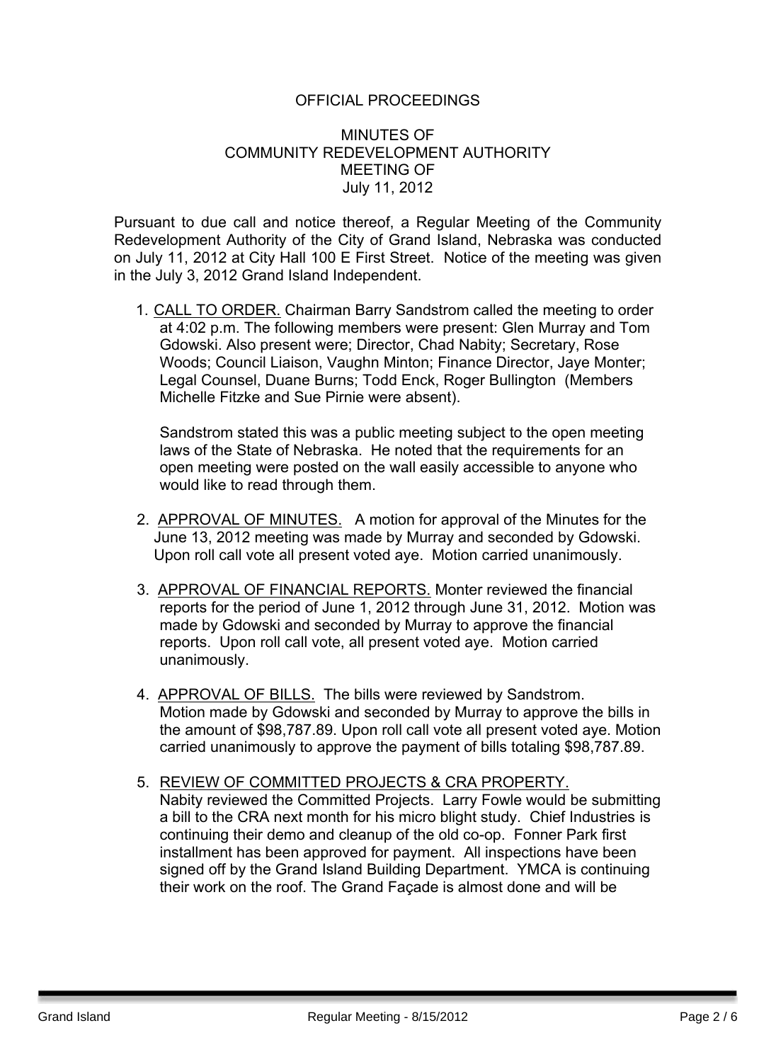OFFICIAL PROCEEDINGS

MINUTES OF
COMMUNITY REDEVELOPMENT AUTHORITY
MEETING OF
July 11, 2012

Pursuant to due call and notice thereof, a Regular Meeting of the Community Redevelopment Authority of the City of Grand Island, Nebraska was conducted on July 11, 2012 at City Hall 100 E First Street. Notice of the meeting was given in the July 3, 2012 Grand Island Independent.

1. CALL TO ORDER. Chairman Barry Sandstrom called the meeting to order at 4:02 p.m. The following members were present: Glen Murray and Tom Gdowski. Also present were; Director, Chad Nabity; Secretary, Rose Woods; Council Liaison, Vaughn Minton; Finance Director, Jaye Monter; Legal Counsel, Duane Burns; Todd Enck, Roger Bullington (Members Michelle Fitzke and Sue Pirnie were absent).

   Sandstrom stated this was a public meeting subject to the open meeting laws of the State of Nebraska. He noted that the requirements for an open meeting were posted on the wall easily accessible to anyone who would like to read through them.

2. APPROVAL OF MINUTES. A motion for approval of the Minutes for the June 13, 2012 meeting was made by Murray and seconded by Gdowski. Upon roll call vote all present voted aye. Motion carried unanimously.

3. APPROVAL OF FINANCIAL REPORTS. Monter reviewed the financial reports for the period of June 1, 2012 through June 31, 2012. Motion was made by Gdowski and seconded by Murray to approve the financial reports. Upon roll call vote, all present voted aye. Motion carried unanimously.

4. APPROVAL OF BILLS. The bills were reviewed by Sandstrom. Motion made by Gdowski and seconded by Murray to approve the bills in the amount of $98,787.89. Upon roll call vote all present voted aye. Motion carried unanimously to approve the payment of bills totaling $98,787.89.

5. REVIEW OF COMMITTED PROJECTS & CRA PROPERTY. Nabity reviewed the Committed Projects. Larry Fowle would be submitting a bill to the CRA next month for his micro blight study. Chief Industries is continuing their demo and cleanup of the old co-op. Fonner Park first installment has been approved for payment. All inspections have been signed off by the Grand Island Building Department. YMCA is continuing their work on the roof. The Grand Façade is almost done and will be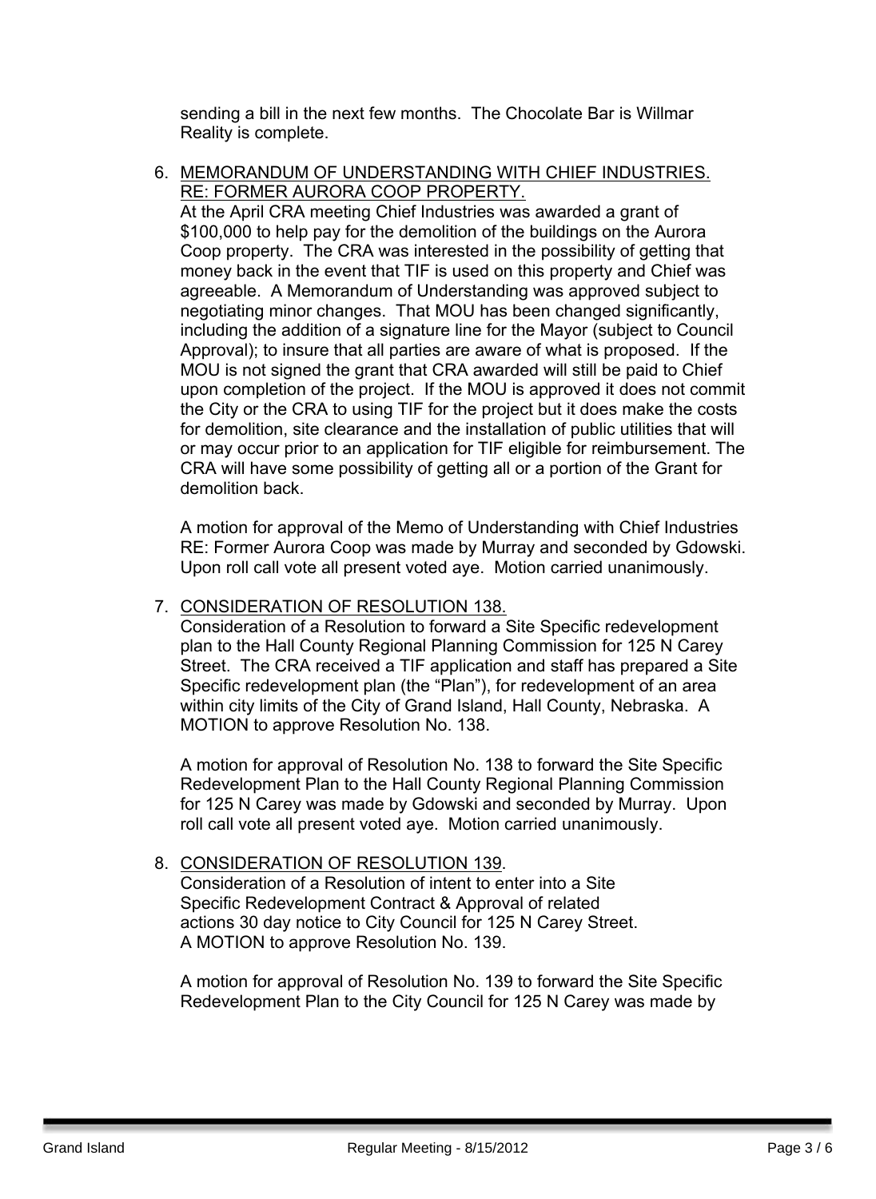sending a bill in the next few months. The Chocolate Bar is Willmar Reality is complete.

6. <u>MEMORANDUM OF UNDERSTANDING WITH CHIEF INDUSTRIES. RE: FORMER AURORA COOP PROPERTY.</u>
   At the April CRA meeting Chief Industries was awarded a grant of \$100,000 to help pay for the demolition of the buildings on the Aurora Coop property. The CRA was interested in the possibility of getting that money back in the event that TIF is used on this property and Chief was agreeable. A Memorandum of Understanding was approved subject to negotiating minor changes. That MOU has been changed significantly, including the addition of a signature line for the Mayor (subject to Council Approval); to insure that all parties are aware of what is proposed. If the MOU is not signed the grant that CRA awarded will still be paid to Chief upon completion of the project. If the MOU is approved it does not commit the City or the CRA to using TIF for the project but it does make the costs for demolition, site clearance and the installation of public utilities that will or may occur prior to an application for TIF eligible for reimbursement. The CRA will have some possibility of getting all or a portion of the Grant for demolition back.

   A motion for approval of the Memo of Understanding with Chief Industries RE: Former Aurora Coop was made by Murray and seconded by Gdowski. Upon roll call vote all present voted aye. Motion carried unanimously.

7. <u>CONSIDERATION OF RESOLUTION 138.</u>
   Consideration of a Resolution to forward a Site Specific redevelopment plan to the Hall County Regional Planning Commission for 125 N Carey Street. The CRA received a TIF application and staff has prepared a Site Specific redevelopment plan (the "Plan"), for redevelopment of an area within city limits of the City of Grand Island, Hall County, Nebraska. A MOTION to approve Resolution No. 138.

   A motion for approval of Resolution No. 138 to forward the Site Specific Redevelopment Plan to the Hall County Regional Planning Commission for 125 N Carey was made by Gdowski and seconded by Murray. Upon roll call vote all present voted aye. Motion carried unanimously.

8. <u>CONSIDERATION OF RESOLUTION 139</u>.
   Consideration of a Resolution of intent to enter into a Site Specific Redevelopment Contract & Approval of related actions 30 day notice to City Council for 125 N Carey Street. A MOTION to approve Resolution No. 139.

   A motion for approval of Resolution No. 139 to forward the Site Specific Redevelopment Plan to the City Council for 125 N Carey was made by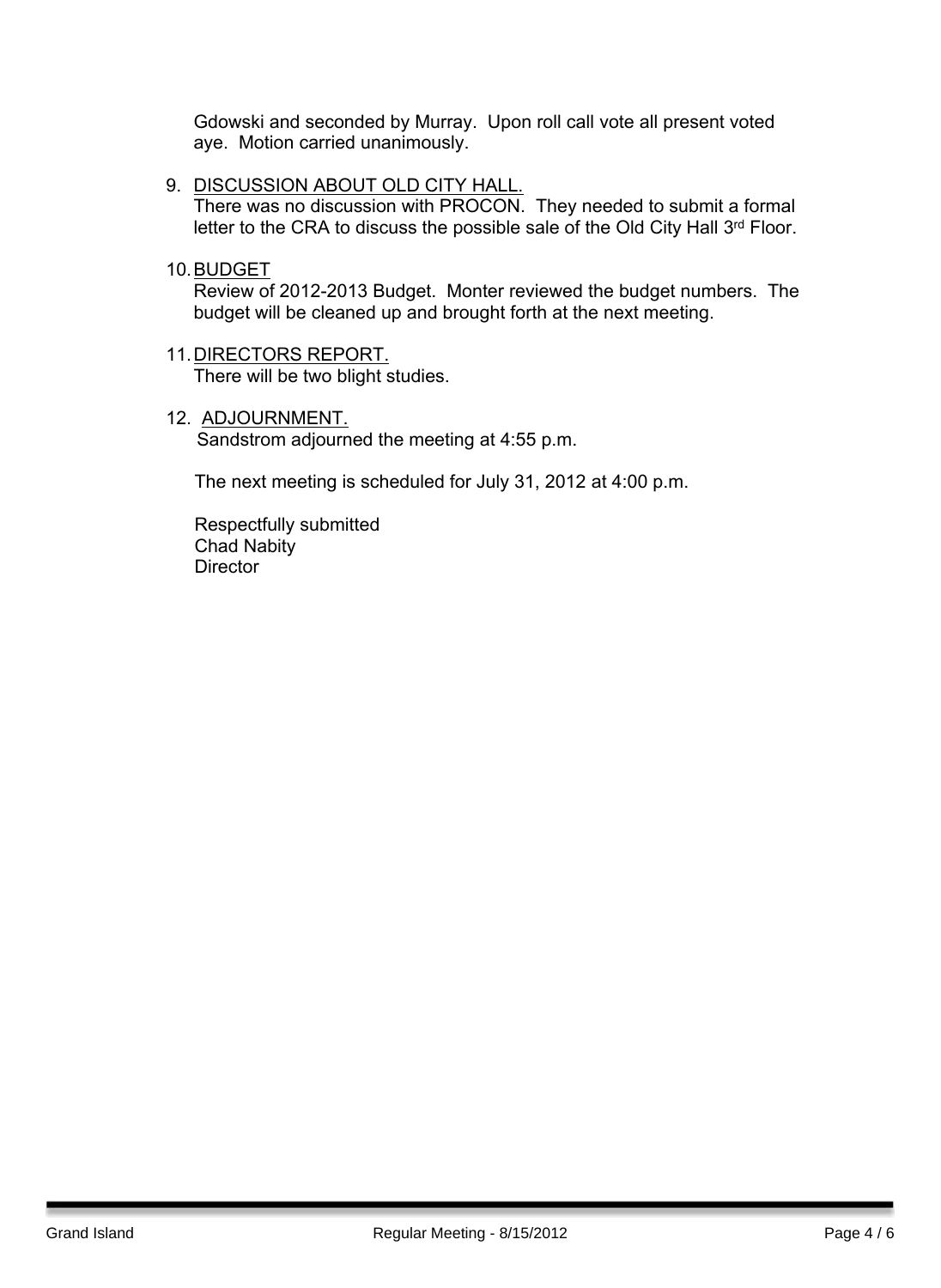Gdowski and seconded by Murray. Upon roll call vote all present voted aye. Motion carried unanimously.

9. DISCUSSION ABOUT OLD CITY HALL.
   There was no discussion with PROCON. They needed to submit a formal letter to the CRA to discuss the possible sale of the Old City Hall 3rd Floor.

10. BUDGET
    Review of 2012-2013 Budget. Monter reviewed the budget numbers. The budget will be cleaned up and brought forth at the next meeting.

11. DIRECTORS REPORT.
    There will be two blight studies.

12. ADJOURNMENT.
    Sandstrom adjourned the meeting at 4:55 p.m.

    The next meeting is scheduled for July 31, 2012 at 4:00 p.m.

    Respectfully submitted
    Chad Nabity
    Director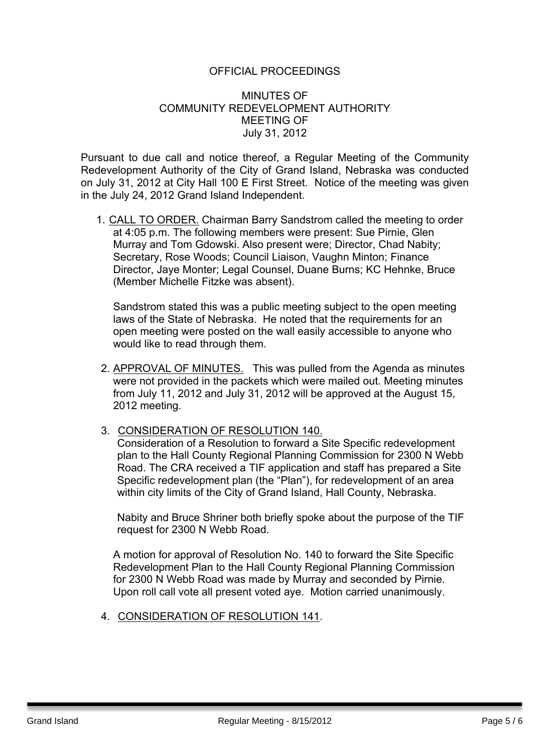OFFICIAL PROCEEDINGS

MINUTES OF
COMMUNITY REDEVELOPMENT AUTHORITY
MEETING OF
July 31, 2012

Pursuant to due call and notice thereof, a Regular Meeting of the Community Redevelopment Authority of the City of Grand Island, Nebraska was conducted on July 31, 2012 at City Hall 100 E First Street. Notice of the meeting was given in the July 24, 2012 Grand Island Independent.

1. CALL TO ORDER. Chairman Barry Sandstrom called the meeting to order at 4:05 p.m. The following members were present: Sue Pirnie, Glen Murray and Tom Gdowski. Also present were; Director, Chad Nabity; Secretary, Rose Woods; Council Liaison, Vaughn Minton; Finance Director, Jaye Monter; Legal Counsel, Duane Burns; KC Hehnke, Bruce (Member Michelle Fitzke was absent).

   Sandstrom stated this was a public meeting subject to the open meeting laws of the State of Nebraska. He noted that the requirements for an open meeting were posted on the wall easily accessible to anyone who would like to read through them.

2. APPROVAL OF MINUTES. This was pulled from the Agenda as minutes were not provided in the packets which were mailed out. Meeting minutes from July 11, 2012 and July 31, 2012 will be approved at the August 15, 2012 meeting.

3. CONSIDERATION OF RESOLUTION 140.
   Consideration of a Resolution to forward a Site Specific redevelopment plan to the Hall County Regional Planning Commission for 2300 N Webb Road. The CRA received a TIF application and staff has prepared a Site Specific redevelopment plan (the "Plan"), for redevelopment of an area within city limits of the City of Grand Island, Hall County, Nebraska.

   Nabity and Bruce Shriner both briefly spoke about the purpose of the TIF request for 2300 N Webb Road.

   A motion for approval of Resolution No. 140 to forward the Site Specific Redevelopment Plan to the Hall County Regional Planning Commission for 2300 N Webb Road was made by Murray and seconded by Pirnie. Upon roll call vote all present voted aye. Motion carried unanimously.

4. CONSIDERATION OF RESOLUTION 141.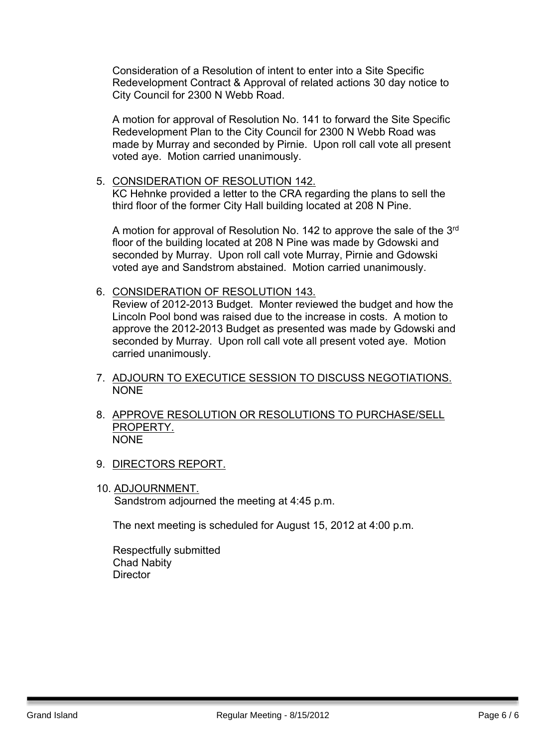Consideration of a Resolution of intent to enter into a Site Specific Redevelopment Contract & Approval of related actions 30 day notice to City Council for 2300 N Webb Road.

A motion for approval of Resolution No. 141 to forward the Site Specific Redevelopment Plan to the City Council for 2300 N Webb Road was made by Murray and seconded by Pirnie. Upon roll call vote all present voted aye. Motion carried unanimously.

5. <u>CONSIDERATION OF RESOLUTION 142.</u>
   KC Hehnke provided a letter to the CRA regarding the plans to sell the third floor of the former City Hall building located at 208 N Pine.

   A motion for approval of Resolution No. 142 to approve the sale of the 3rd floor of the building located at 208 N Pine was made by Gdowski and seconded by Murray. Upon roll call vote Murray, Pirnie and Gdowski voted aye and Sandstrom abstained. Motion carried unanimously.

6. <u>CONSIDERATION OF RESOLUTION 143.</u>
   Review of 2012-2013 Budget. Monter reviewed the budget and how the Lincoln Pool bond was raised due to the increase in costs. A motion to approve the 2012-2013 Budget as presented was made by Gdowski and seconded by Murray. Upon roll call vote all present voted aye. Motion carried unanimously.

7. <u>ADJOURN TO EXECUTICE SESSION TO DISCUSS NEGOTIATIONS.</u>
   NONE

8. <u>APPROVE RESOLUTION OR RESOLUTIONS TO PURCHASE/SELL PROPERTY.</u>
   NONE

9. <u>DIRECTORS REPORT.</u>

10. <u>ADJOURNMENT.</u>
    Sandstrom adjourned the meeting at 4:45 p.m.

    The next meeting is scheduled for August 15, 2012 at 4:00 p.m.

    Respectfully submitted
    Chad Nabity
    Director